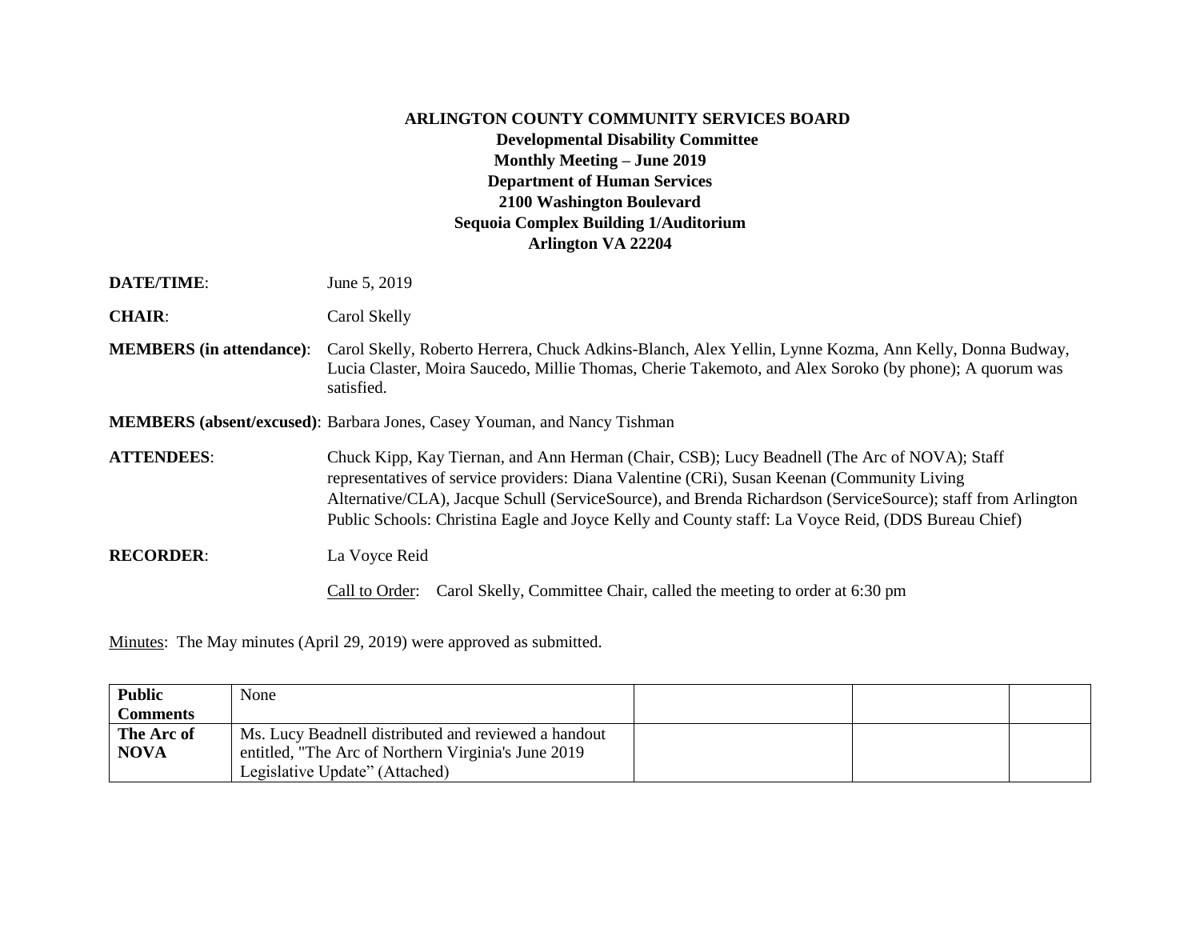**ARLINGTON COUNTY COMMUNITY SERVICES BOARD**
**Developmental Disability Committee**
**Monthly Meeting – June 2019**
**Department of Human Services**
**2100 Washington Boulevard**
**Sequoia Complex Building 1/Auditorium**
**Arlington VA 22204**

**DATE/TIME**: June 5, 2019

**CHAIR**: Carol Skelly

**MEMBERS (in attendance)**: Carol Skelly, Roberto Herrera, Chuck Adkins-Blanch, Alex Yellin, Lynne Kozma, Ann Kelly, Donna Budway, Lucia Claster, Moira Saucedo, Millie Thomas, Cherie Takemoto, and Alex Soroko (by phone); A quorum was satisfied.

**MEMBERS (absent/excused)**: Barbara Jones, Casey Youman, and Nancy Tishman

**ATTENDEES**: Chuck Kipp, Kay Tiernan, and Ann Herman (Chair, CSB); Lucy Beadnell (The Arc of NOVA); Staff representatives of service providers: Diana Valentine (CRi), Susan Keenan (Community Living Alternative/CLA), Jacque Schull (ServiceSource), and Brenda Richardson (ServiceSource); staff from Arlington Public Schools: Christina Eagle and Joyce Kelly and County staff: La Voyce Reid, (DDS Bureau Chief)

**RECORDER**: La Voyce Reid

Call to Order: Carol Skelly, Committee Chair, called the meeting to order at 6:30 pm

Minutes: The May minutes (April 29, 2019) were approved as submitted.

| | | | | |
|---|---|---|---|---|
| **Public Comments** | None | | | |
| **The Arc of NOVA** | Ms. Lucy Beadnell distributed and reviewed a handout entitled, "The Arc of Northern Virginia's June 2019 Legislative Update" (Attached) | | | |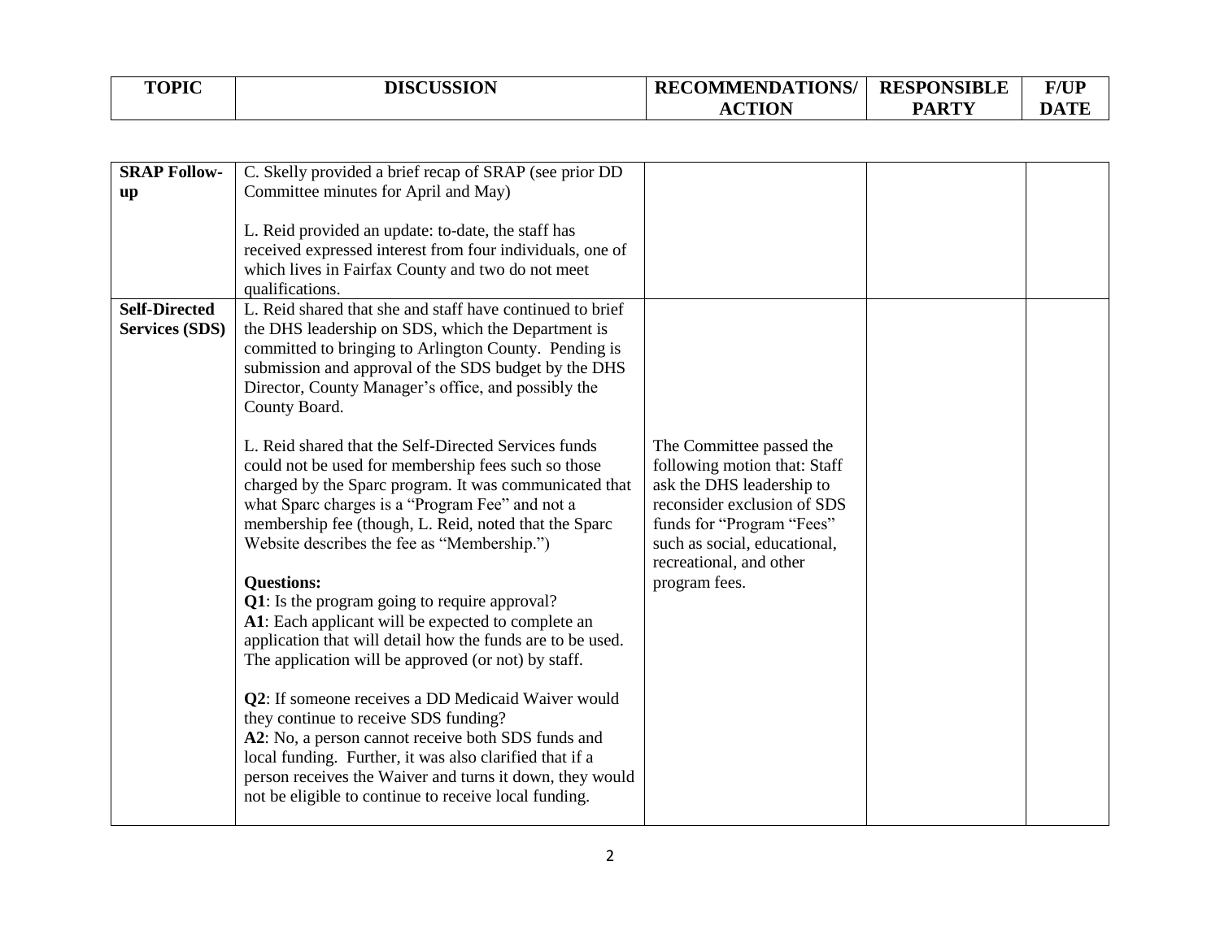| TOPIC | DISCUSSION | RECOMMENDATIONS/ ACTION | RESPONSIBLE PARTY | F/UP DATE |
|---|---|---|---|---|
| **SRAP Follow-up** | C. Skelly provided a brief recap of SRAP (see prior DD Committee minutes for April and May)<br><br>L. Reid provided an update: to-date, the staff has received expressed interest from four individuals, one of which lives in Fairfax County and two do not meet qualifications. | | | |
| **Self-Directed Services (SDS)** | L. Reid shared that she and staff have continued to brief the DHS leadership on SDS, which the Department is committed to bringing to Arlington County. Pending is submission and approval of the SDS budget by the DHS Director, County Manager's office, and possibly the County Board.<br><br>L. Reid shared that the Self-Directed Services funds could not be used for membership fees such so those charged by the Sparc program. It was communicated that what Sparc charges is a "Program Fee" and not a membership fee (though, L. Reid, noted that the Sparc Website describes the fee as "Membership.")<br><br>**Questions:**<br>**Q1**: Is the program going to require approval?<br>**A1**: Each applicant will be expected to complete an application that will detail how the funds are to be used. The application will be approved (or not) by staff.<br><br>**Q2**: If someone receives a DD Medicaid Waiver would they continue to receive SDS funding?<br>**A2**: No, a person cannot receive both SDS funds and local funding. Further, it was also clarified that if a person receives the Waiver and turns it down, they would not be eligible to continue to receive local funding. | The Committee passed the following motion that: Staff ask the DHS leadership to reconsider exclusion of SDS funds for "Program "Fees" such as social, educational, recreational, and other program fees. | | |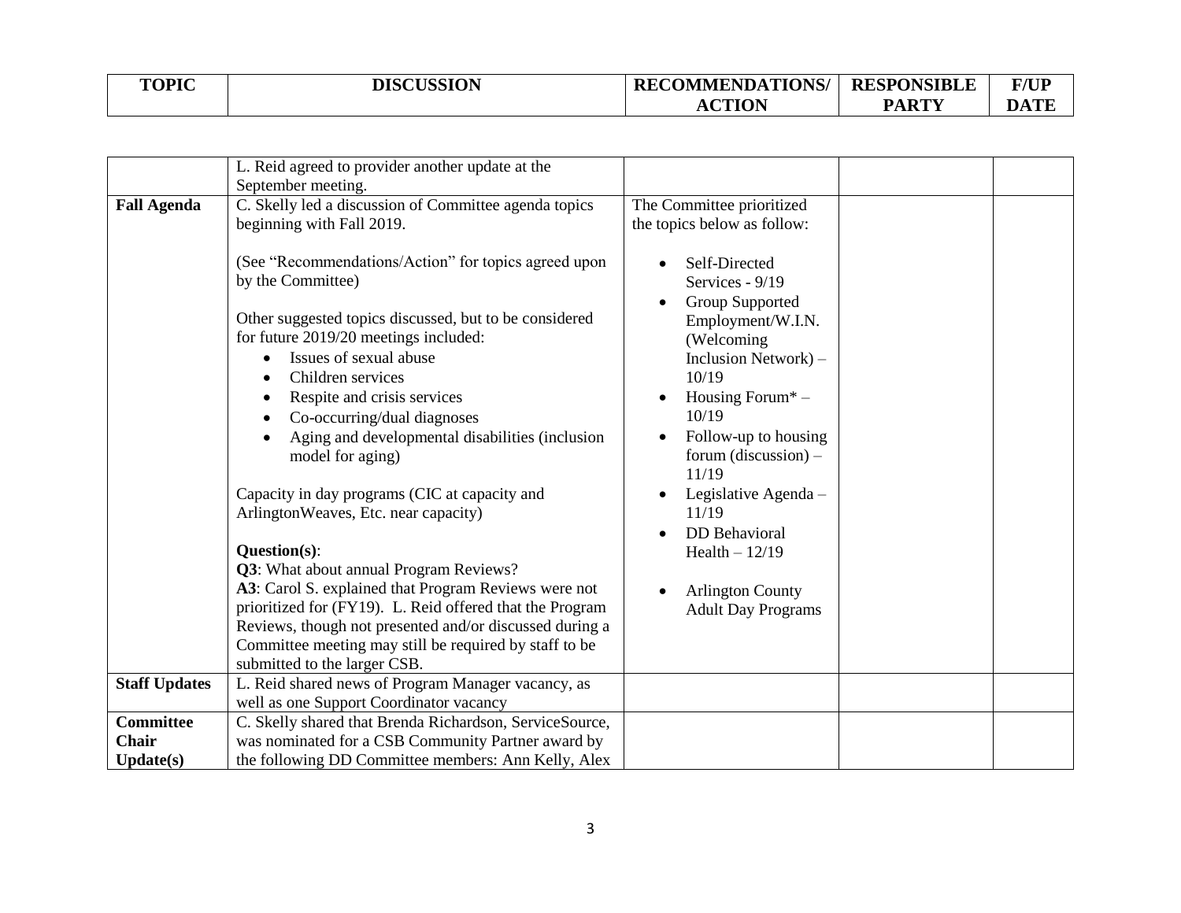| TOPIC | DISCUSSION | RECOMMENDATIONS/ ACTION | RESPONSIBLE PARTY | F/UP DATE |
|---|---|---|---|---|
| | L. Reid agreed to provider another update at the September meeting. | | | |
| **Fall Agenda** | C. Skelly led a discussion of Committee agenda topics beginning with Fall 2019.<br><br>(See "Recommendations/Action" for topics agreed upon by the Committee)<br><br>Other suggested topics discussed, but to be considered for future 2019/20 meetings included:<br>• Issues of sexual abuse<br>• Children services<br>• Respite and crisis services<br>• Co-occurring/dual diagnoses<br>• Aging and developmental disabilities (inclusion model for aging)<br><br>Capacity in day programs (CIC at capacity and ArlingtonWeaves, Etc. near capacity)<br><br>**Question(s)**:<br>**Q3**: What about annual Program Reviews?<br>**A3**: Carol S. explained that Program Reviews were not prioritized for (FY19). L. Reid offered that the Program Reviews, though not presented and/or discussed during a Committee meeting may still be required by staff to be submitted to the larger CSB. | The Committee prioritized the topics below as follow:<br><br>• Self-Directed Services - 9/19<br>• Group Supported Employment/W.I.N. (Welcoming Inclusion Network) – 10/19<br>• Housing Forum* – 10/19<br>• Follow-up to housing forum (discussion) – 11/19<br>• Legislative Agenda – 11/19<br>• DD Behavioral Health – 12/19<br><br>• Arlington County Adult Day Programs | | |
| **Staff Updates** | L. Reid shared news of Program Manager vacancy, as well as one Support Coordinator vacancy | | | |
| **Committee Chair Update(s)** | C. Skelly shared that Brenda Richardson, ServiceSource, was nominated for a CSB Community Partner award by the following DD Committee members: Ann Kelly, Alex | | | |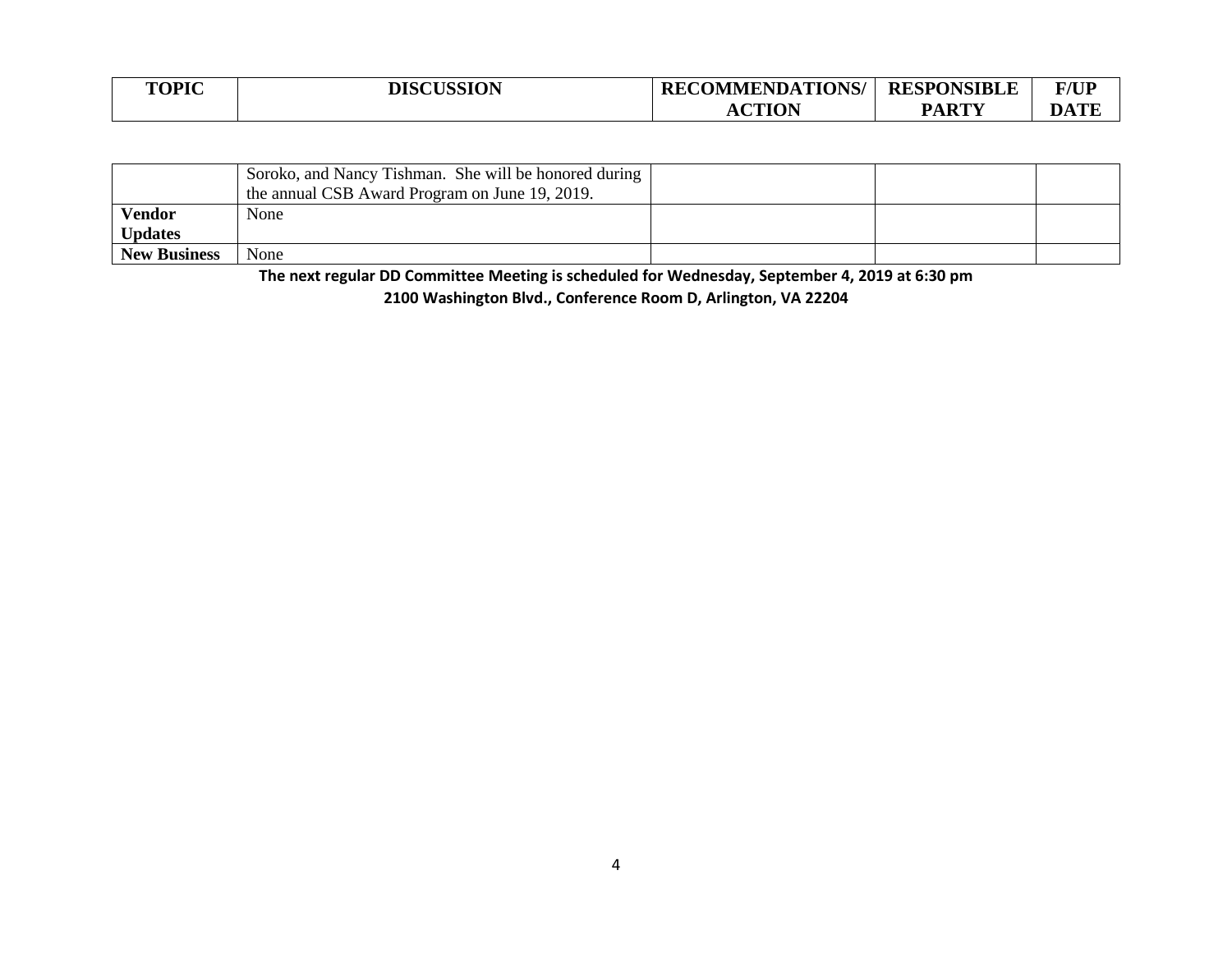| TOPIC | DISCUSSION | RECOMMENDATIONS/ ACTION | RESPONSIBLE PARTY | F/UP DATE |
|---|---|---|---|---|
| | Soroko, and Nancy Tishman. She will be honored during the annual CSB Award Program on June 19, 2019. | | | |
| **Vendor Updates** | None | | | |
| **New Business** | None | | | |

**The next regular DD Committee Meeting is scheduled for Wednesday, September 4, 2019 at 6:30 pm**

**2100 Washington Blvd., Conference Room D, Arlington, VA 22204**